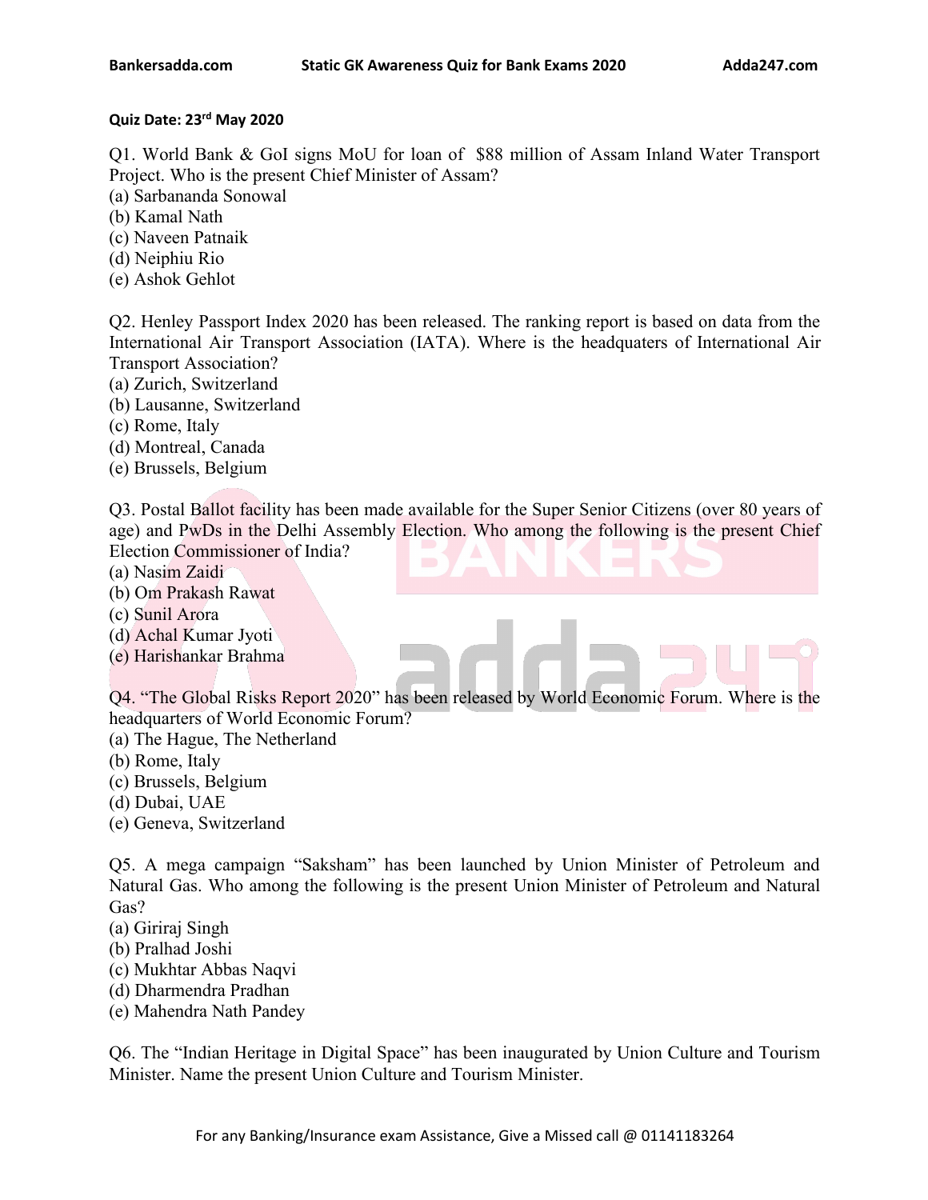**Quiz Date: 23rd May 2020**

Q1. World Bank & GoI signs MoU for loan of $88 million of Assam Inland Water Transport Project. Who is the present Chief Minister of Assam?
(a) Sarbananda Sonowal
(b) Kamal Nath
(c) Naveen Patnaik
(d) Neiphiu Rio
(e) Ashok Gehlot

Q2. Henley Passport Index 2020 has been released. The ranking report is based on data from the International Air Transport Association (IATA). Where is the headquaters of International Air Transport Association?
(a) Zurich, Switzerland
(b) Lausanne, Switzerland
(c) Rome, Italy
(d) Montreal, Canada
(e) Brussels, Belgium

Q3. Postal Ballot facility has been made available for the Super Senior Citizens (over 80 years of age) and PwDs in the Delhi Assembly Election. Who among the following is the present Chief Election Commissioner of India?
(a) Nasim Zaidi
(b) Om Prakash Rawat
(c) Sunil Arora
(d) Achal Kumar Jyoti
(e) Harishankar Brahma

Q4. "The Global Risks Report 2020" has been released by World Economic Forum. Where is the headquarters of World Economic Forum?
(a) The Hague, The Netherland
(b) Rome, Italy
(c) Brussels, Belgium
(d) Dubai, UAE
(e) Geneva, Switzerland

Q5. A mega campaign "Saksham" has been launched by Union Minister of Petroleum and Natural Gas. Who among the following is the present Union Minister of Petroleum and Natural Gas?
(a) Giriraj Singh
(b) Pralhad Joshi
(c) Mukhtar Abbas Naqvi
(d) Dharmendra Pradhan
(e) Mahendra Nath Pandey

Q6. The "Indian Heritage in Digital Space" has been inaugurated by Union Culture and Tourism Minister. Name the present Union Culture and Tourism Minister.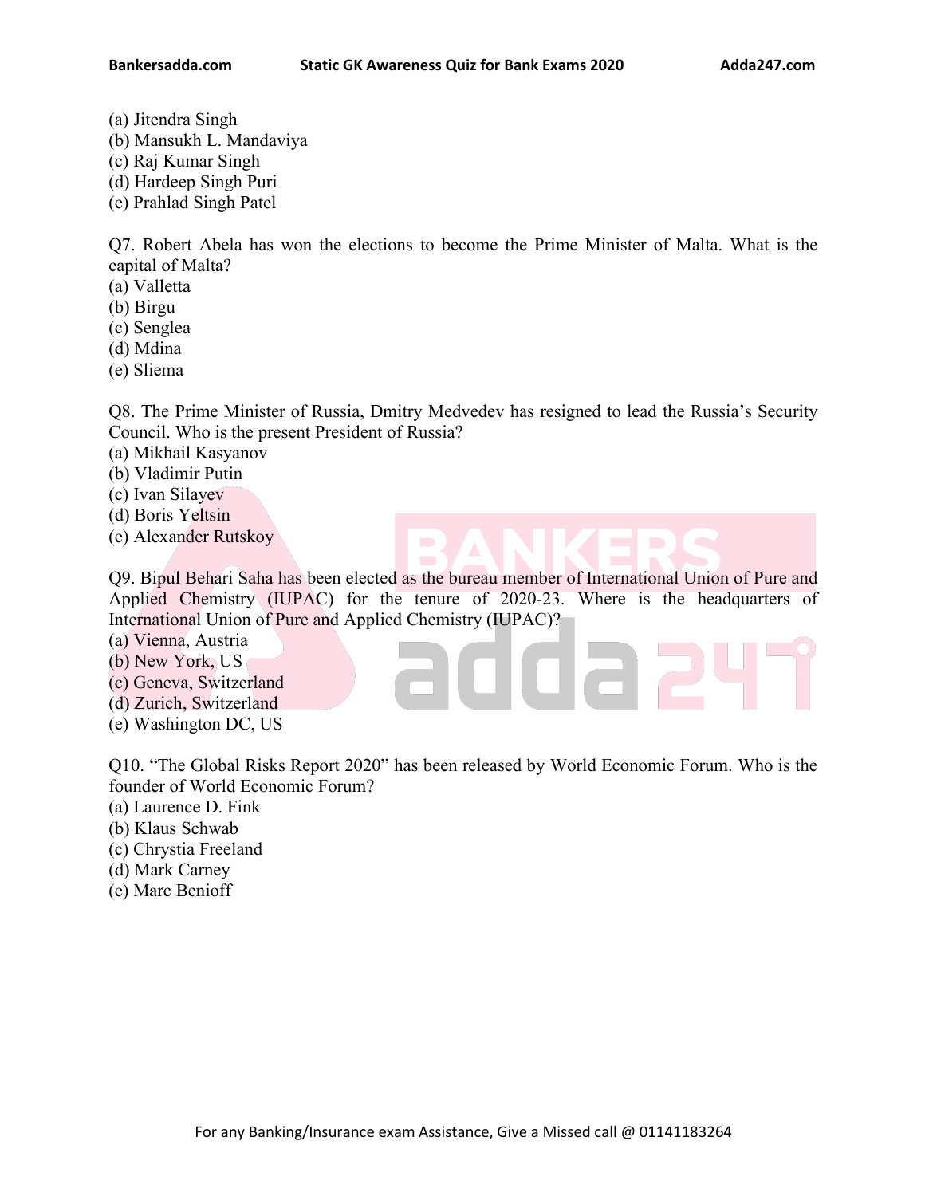(a) Jitendra Singh
(b) Mansukh L. Mandaviya
(c) Raj Kumar Singh
(d) Hardeep Singh Puri
(e) Prahlad Singh Patel

Q7. Robert Abela has won the elections to become the Prime Minister of Malta. What is the capital of Malta?
(a) Valletta
(b) Birgu
(c) Senglea
(d) Mdina
(e) Sliema

Q8. The Prime Minister of Russia, Dmitry Medvedev has resigned to lead the Russia's Security Council. Who is the present President of Russia?
(a) Mikhail Kasyanov
(b) Vladimir Putin
(c) Ivan Silayev
(d) Boris Yeltsin
(e) Alexander Rutskoy

Q9. Bipul Behari Saha has been elected as the bureau member of International Union of Pure and Applied Chemistry (IUPAC) for the tenure of 2020-23. Where is the headquarters of International Union of Pure and Applied Chemistry (IUPAC)?
(a) Vienna, Austria
(b) New York, US
(c) Geneva, Switzerland
(d) Zurich, Switzerland
(e) Washington DC, US

Q10. "The Global Risks Report 2020" has been released by World Economic Forum. Who is the founder of World Economic Forum?
(a) Laurence D. Fink
(b) Klaus Schwab
(c) Chrystia Freeland
(d) Mark Carney
(e) Marc Benioff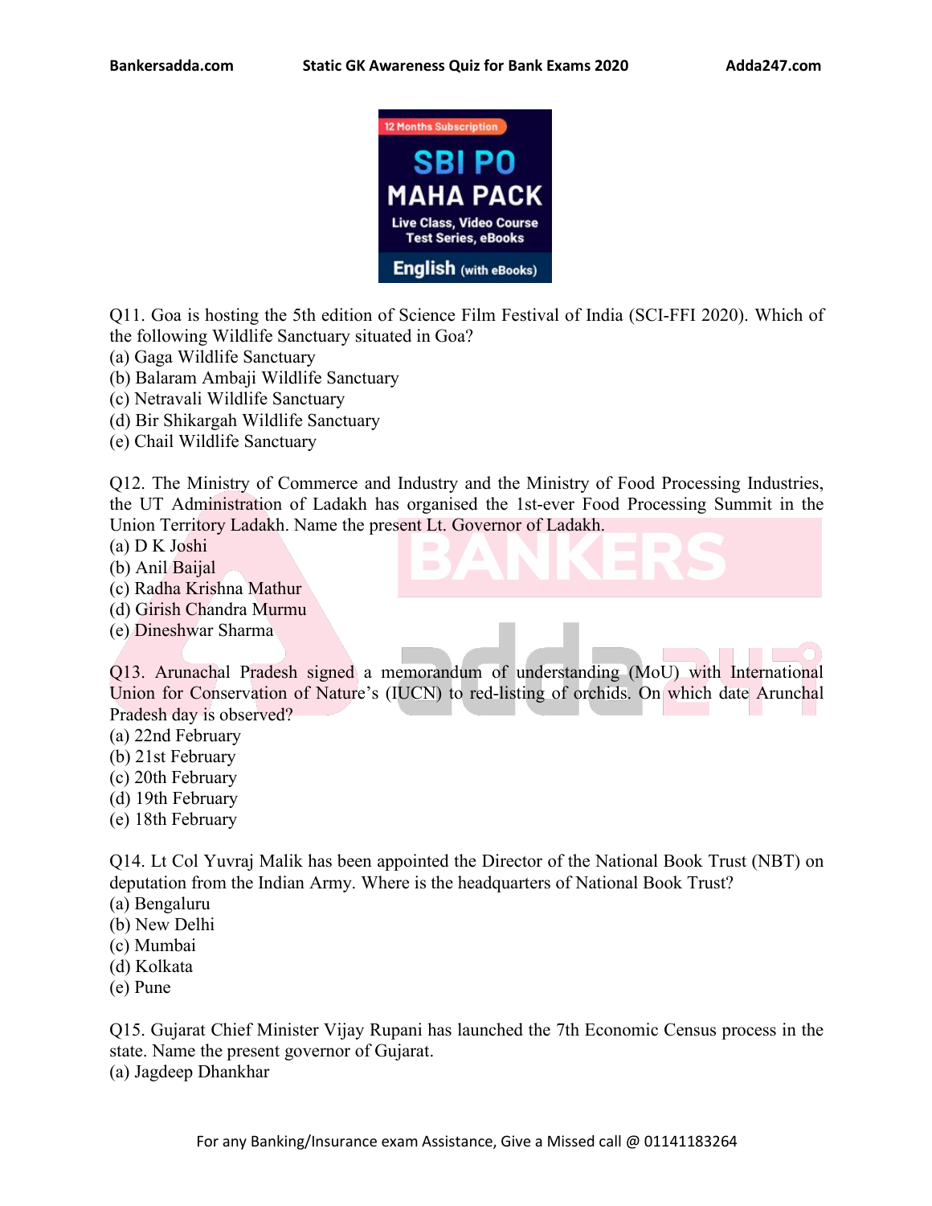Q11. Goa is hosting the 5th edition of Science Film Festival of India (SCI-FFI 2020). Which of the following Wildlife Sanctuary situated in Goa?
(a) Gaga Wildlife Sanctuary
(b) Balaram Ambaji Wildlife Sanctuary
(c) Netravali Wildlife Sanctuary
(d) Bir Shikargah Wildlife Sanctuary
(e) Chail Wildlife Sanctuary

Q12. The Ministry of Commerce and Industry and the Ministry of Food Processing Industries, the UT Administration of Ladakh has organised the 1st-ever Food Processing Summit in the Union Territory Ladakh. Name the present Lt. Governor of Ladakh.
(a) D K Joshi
(b) Anil Baijal
(c) Radha Krishna Mathur
(d) Girish Chandra Murmu
(e) Dineshwar Sharma

Q13. Arunachal Pradesh signed a memorandum of understanding (MoU) with International Union for Conservation of Nature's (IUCN) to red-listing of orchids. On which date Arunchal Pradesh day is observed?
(a) 22nd February
(b) 21st February
(c) 20th February
(d) 19th February
(e) 18th February

Q14. Lt Col Yuvraj Malik has been appointed the Director of the National Book Trust (NBT) on deputation from the Indian Army. Where is the headquarters of National Book Trust?
(a) Bengaluru
(b) New Delhi
(c) Mumbai
(d) Kolkata
(e) Pune

Q15. Gujarat Chief Minister Vijay Rupani has launched the 7th Economic Census process in the state. Name the present governor of Gujarat.
(a) Jagdeep Dhankhar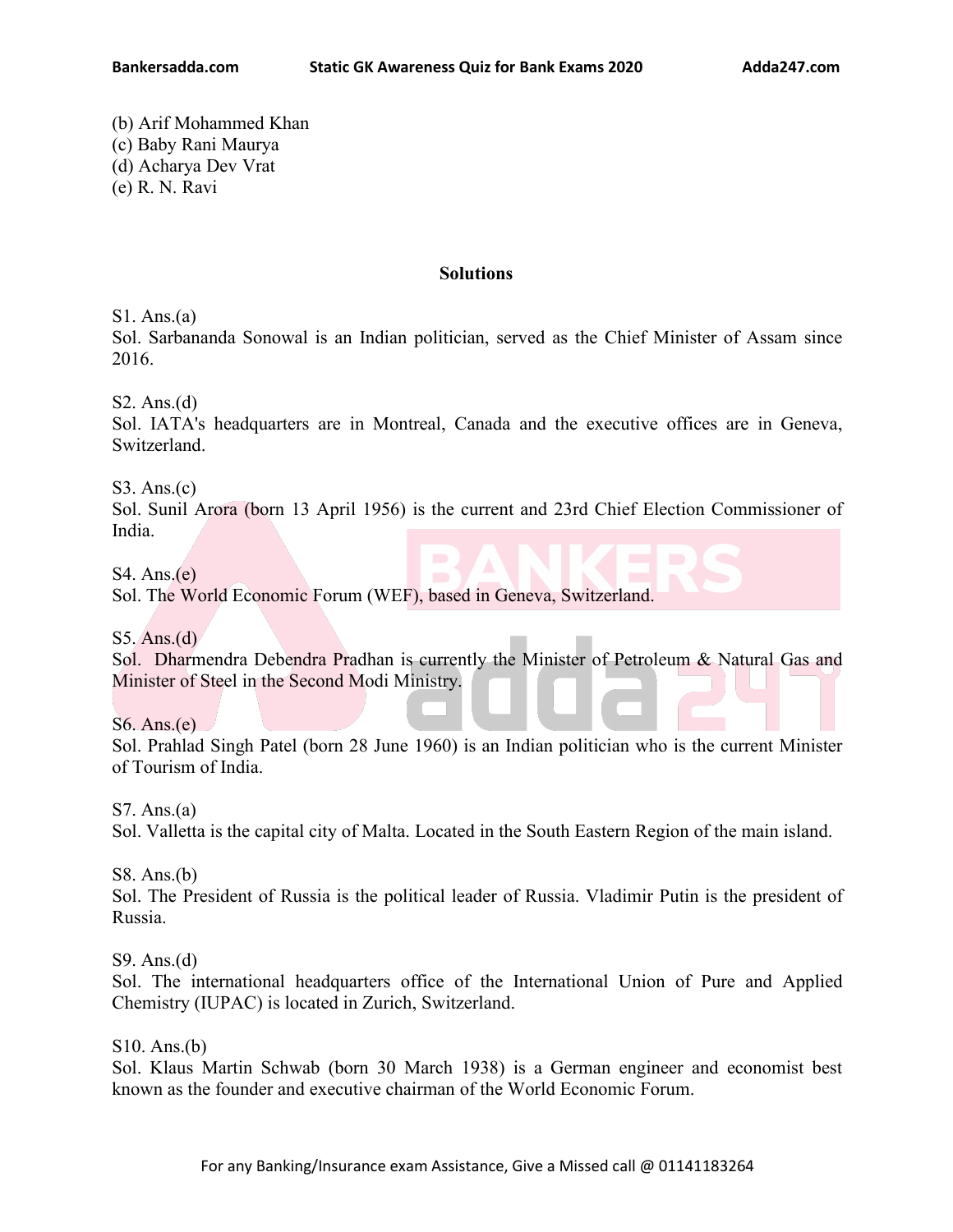(b) Arif Mohammed Khan
(c) Baby Rani Maurya
(d) Acharya Dev Vrat
(e) R. N. Ravi

## Solutions

S1. Ans.(a)
Sol. Sarbananda Sonowal is an Indian politician, served as the Chief Minister of Assam since 2016.

S2. Ans.(d)
Sol. IATA's headquarters are in Montreal, Canada and the executive offices are in Geneva, Switzerland.

S3. Ans.(c)
Sol. Sunil Arora (born 13 April 1956) is the current and 23rd Chief Election Commissioner of India.

S4. Ans.(e)
Sol. The World Economic Forum (WEF), based in Geneva, Switzerland.

S5. Ans.(d)
Sol. Dharmendra Debendra Pradhan is currently the Minister of Petroleum & Natural Gas and Minister of Steel in the Second Modi Ministry.

S6. Ans.(e)
Sol. Prahlad Singh Patel (born 28 June 1960) is an Indian politician who is the current Minister of Tourism of India.

S7. Ans.(a)
Sol. Valletta is the capital city of Malta. Located in the South Eastern Region of the main island.

S8. Ans.(b)
Sol. The President of Russia is the political leader of Russia. Vladimir Putin is the president of Russia.

S9. Ans.(d)
Sol. The international headquarters office of the International Union of Pure and Applied Chemistry (IUPAC) is located in Zurich, Switzerland.

S10. Ans.(b)
Sol. Klaus Martin Schwab (born 30 March 1938) is a German engineer and economist best known as the founder and executive chairman of the World Economic Forum.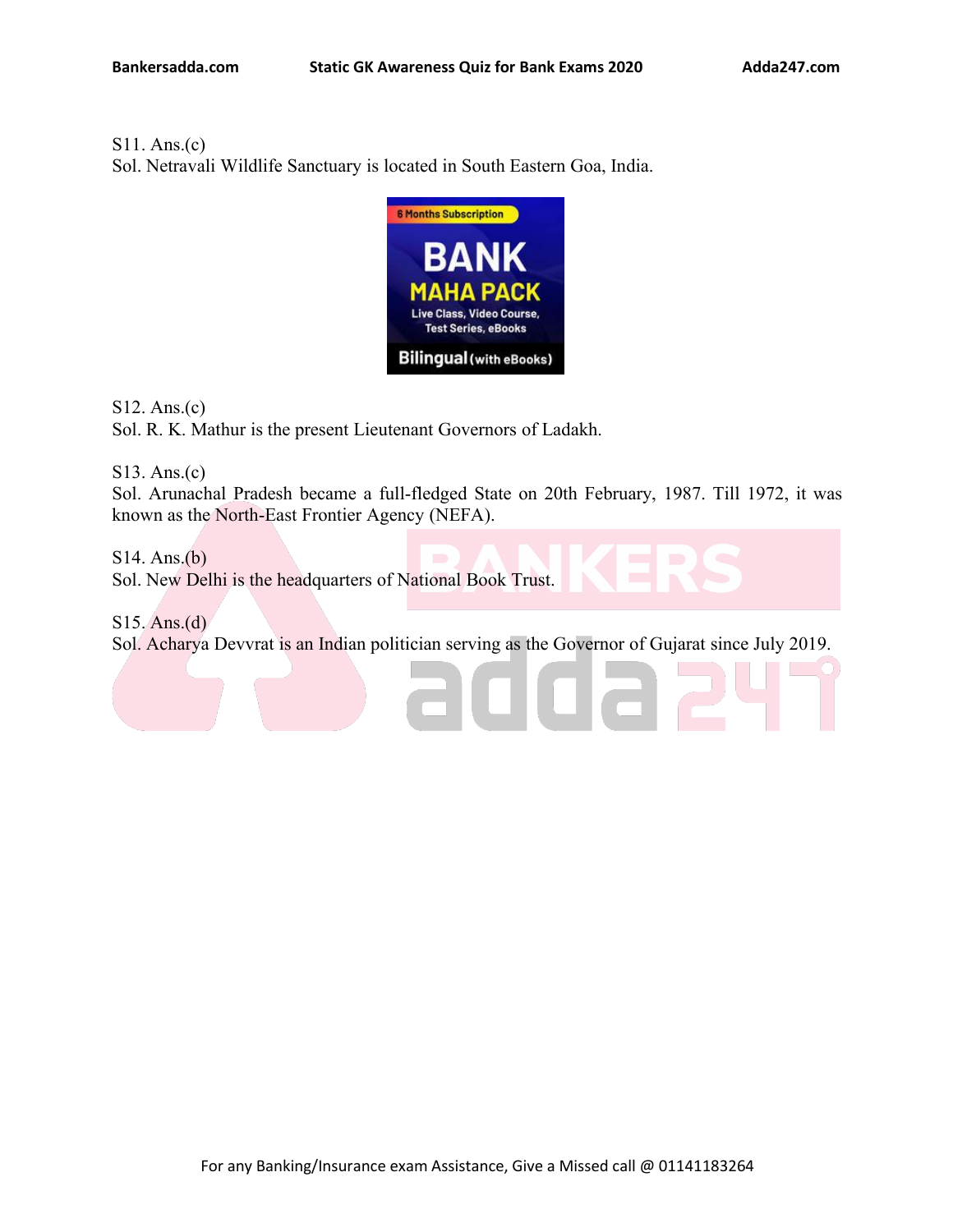S11. Ans.(c)
Sol. Netravali Wildlife Sanctuary is located in South Eastern Goa, India.

S12. Ans.(c)
Sol. R. K. Mathur is the present Lieutenant Governors of Ladakh.

S13. Ans.(c)
Sol. Arunachal Pradesh became a full-fledged State on 20th February, 1987. Till 1972, it was known as the North-East Frontier Agency (NEFA).

S14. Ans.(b)
Sol. New Delhi is the headquarters of National Book Trust.

S15. Ans.(d)
Sol. Acharya Devvrat is an Indian politician serving as the Governor of Gujarat since July 2019.